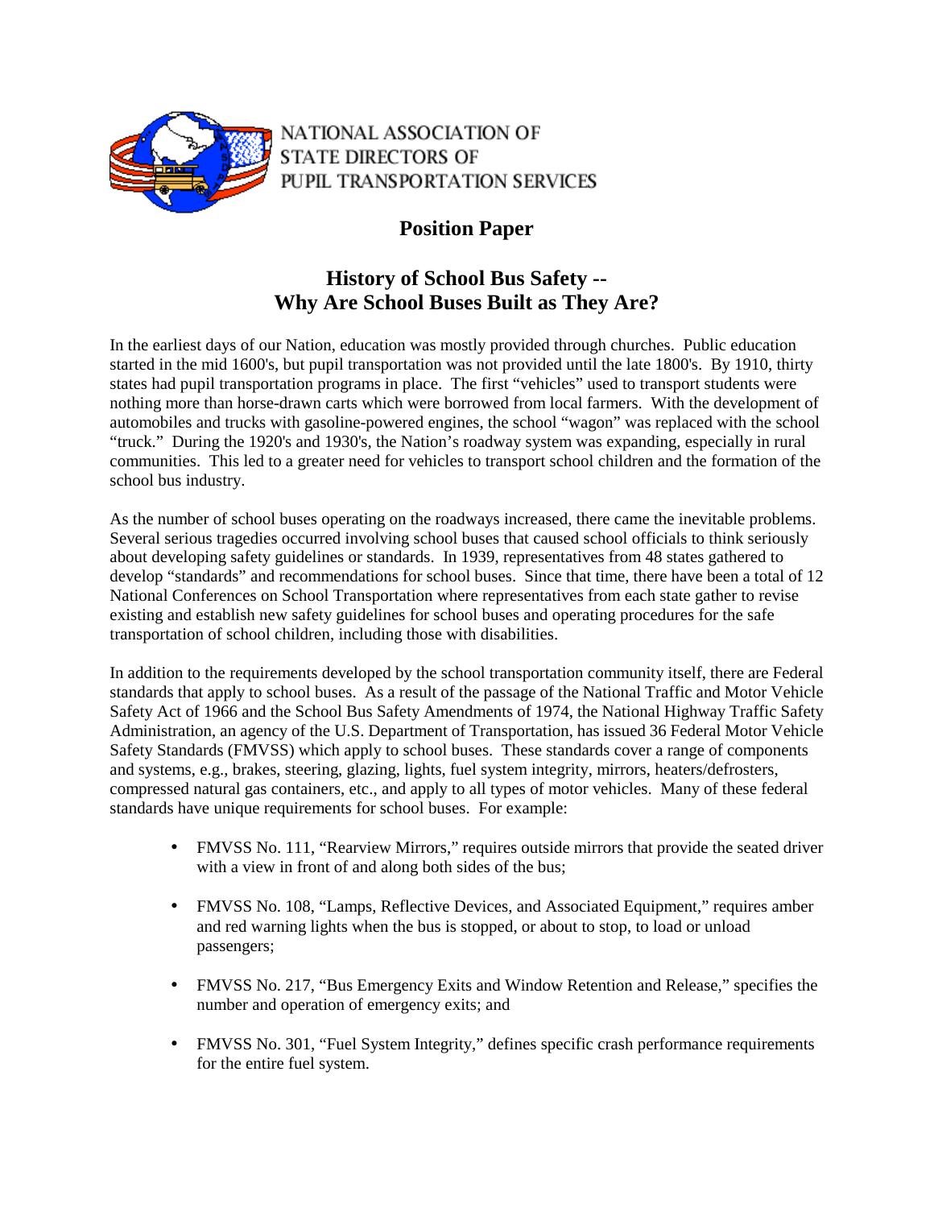NATIONAL ASSOCIATION OF
STATE DIRECTORS OF
PUPIL TRANSPORTATION SERVICES

## Position Paper

# History of School Bus Safety -- Why Are School Buses Built as They Are?

In the earliest days of our Nation, education was mostly provided through churches. Public education started in the mid 1600's, but pupil transportation was not provided until the late 1800's. By 1910, thirty states had pupil transportation programs in place. The first "vehicles" used to transport students were nothing more than horse-drawn carts which were borrowed from local farmers. With the development of automobiles and trucks with gasoline-powered engines, the school "wagon" was replaced with the school "truck." During the 1920's and 1930's, the Nation's roadway system was expanding, especially in rural communities. This led to a greater need for vehicles to transport school children and the formation of the school bus industry.

As the number of school buses operating on the roadways increased, there came the inevitable problems. Several serious tragedies occurred involving school buses that caused school officials to think seriously about developing safety guidelines or standards. In 1939, representatives from 48 states gathered to develop "standards" and recommendations for school buses. Since that time, there have been a total of 12 National Conferences on School Transportation where representatives from each state gather to revise existing and establish new safety guidelines for school buses and operating procedures for the safe transportation of school children, including those with disabilities.

In addition to the requirements developed by the school transportation community itself, there are Federal standards that apply to school buses. As a result of the passage of the National Traffic and Motor Vehicle Safety Act of 1966 and the School Bus Safety Amendments of 1974, the National Highway Traffic Safety Administration, an agency of the U.S. Department of Transportation, has issued 36 Federal Motor Vehicle Safety Standards (FMVSS) which apply to school buses. These standards cover a range of components and systems, e.g., brakes, steering, glazing, lights, fuel system integrity, mirrors, heaters/defrosters, compressed natural gas containers, etc., and apply to all types of motor vehicles. Many of these federal standards have unique requirements for school buses. For example:

- FMVSS No. 111, "Rearview Mirrors," requires outside mirrors that provide the seated driver with a view in front of and along both sides of the bus;
- FMVSS No. 108, "Lamps, Reflective Devices, and Associated Equipment," requires amber and red warning lights when the bus is stopped, or about to stop, to load or unload passengers;
- FMVSS No. 217, "Bus Emergency Exits and Window Retention and Release," specifies the number and operation of emergency exits; and
- FMVSS No. 301, "Fuel System Integrity," defines specific crash performance requirements for the entire fuel system.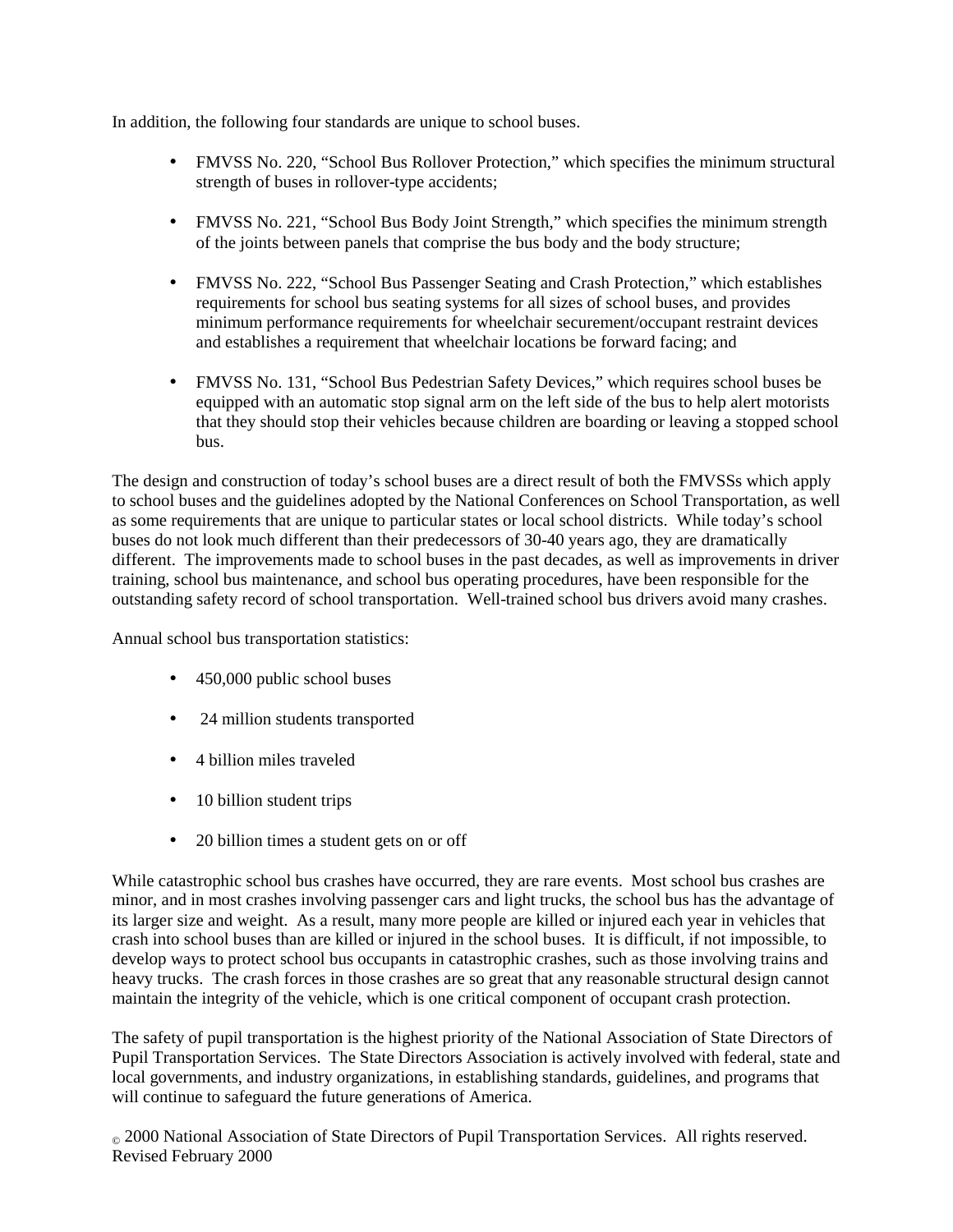In addition, the following four standards are unique to school buses.

- FMVSS No. 220, “School Bus Rollover Protection,” which specifies the minimum structural strength of buses in rollover-type accidents;
- FMVSS No. 221, “School Bus Body Joint Strength,” which specifies the minimum strength of the joints between panels that comprise the bus body and the body structure;
- FMVSS No. 222, “School Bus Passenger Seating and Crash Protection,” which establishes requirements for school bus seating systems for all sizes of school buses, and provides minimum performance requirements for wheelchair securement/occupant restraint devices and establishes a requirement that wheelchair locations be forward facing; and
- FMVSS No. 131, “School Bus Pedestrian Safety Devices,” which requires school buses be equipped with an automatic stop signal arm on the left side of the bus to help alert motorists that they should stop their vehicles because children are boarding or leaving a stopped school bus.

The design and construction of today’s school buses are a direct result of both the FMVSSs which apply to school buses and the guidelines adopted by the National Conferences on School Transportation, as well as some requirements that are unique to particular states or local school districts. While today’s school buses do not look much different than their predecessors of 30-40 years ago, they are dramatically different. The improvements made to school buses in the past decades, as well as improvements in driver training, school bus maintenance, and school bus operating procedures, have been responsible for the outstanding safety record of school transportation. Well-trained school bus drivers avoid many crashes.

Annual school bus transportation statistics:

- 450,000 public school buses
- 24 million students transported
- 4 billion miles traveled
- 10 billion student trips
- 20 billion times a student gets on or off

While catastrophic school bus crashes have occurred, they are rare events. Most school bus crashes are minor, and in most crashes involving passenger cars and light trucks, the school bus has the advantage of its larger size and weight. As a result, many more people are killed or injured each year in vehicles that crash into school buses than are killed or injured in the school buses. It is difficult, if not impossible, to develop ways to protect school bus occupants in catastrophic crashes, such as those involving trains and heavy trucks. The crash forces in those crashes are so great that any reasonable structural design cannot maintain the integrity of the vehicle, which is one critical component of occupant crash protection.

The safety of pupil transportation is the highest priority of the National Association of State Directors of Pupil Transportation Services. The State Directors Association is actively involved with federal, state and local governments, and industry organizations, in establishing standards, guidelines, and programs that will continue to safeguard the future generations of America.

© 2000 National Association of State Directors of Pupil Transportation Services. All rights reserved.
Revised February 2000